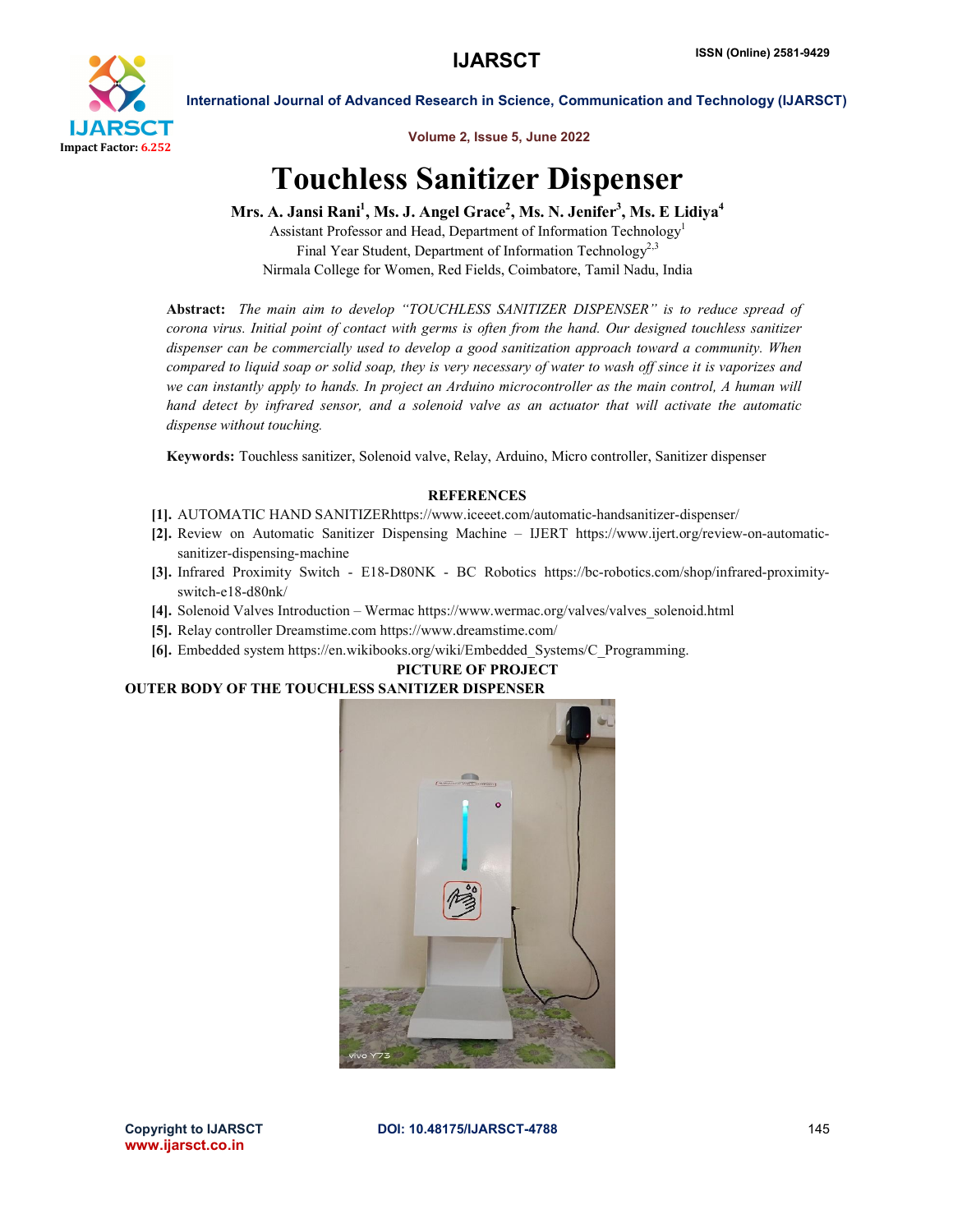# Touchless Sanitizer Dispenser

**Mrs. A. Jansi Rani[1], Ms. J. Angel Grace[2], Ms. N. Jenifer[3], Ms. E Lidiya[4]**

Assistant Professor and Head, Department of Information Technology[1]

Final Year Student, Department of Information Technology[2,3]

Nirmala College for Women, Red Fields, Coimbatore, Tamil Nadu, India

**Abstract:** *The main aim to develop "TOUCHLESS SANITIZER DISPENSER" is to reduce spread of corona virus. Initial point of contact with germs is often from the hand. Our designed touchless sanitizer dispenser can be commercially used to develop a good sanitization approach toward a community. When compared to liquid soap or solid soap, they is very necessary of water to wash off since it is vaporizes and we can instantly apply to hands. In project an Arduino microcontroller as the main control, A human will hand detect by infrared sensor, and a solenoid valve as an actuator that will activate the automatic dispense without touching.*

**Keywords:** Touchless sanitizer, Solenoid valve, Relay, Arduino, Micro controller, Sanitizer dispenser

## REFERENCES

- **[1].** AUTOMATIC HAND SANITIZERhttps://www.iceeet.com/automatic-handsanitizer-dispenser/
- **[2].** Review on Automatic Sanitizer Dispensing Machine – IJERT https://www.ijert.org/review-on-automatic-sanitizer-dispensing-machine
- **[3].** Infrared Proximity Switch - E18-D80NK - BC Robotics https://bc-robotics.com/shop/infrared-proximity-switch-e18-d80nk/
- **[4].** Solenoid Valves Introduction – Wermac https://www.wermac.org/valves/valves_solenoid.html
- **[5].** Relay controller Dreamstime.com https://www.dreamstime.com/
- **[6].** Embedded system https://en.wikibooks.org/wiki/Embedded_Systems/C_Programming.

## PICTURE OF PROJECT

**OUTER BODY OF THE TOUCHLESS SANITIZER DISPENSER**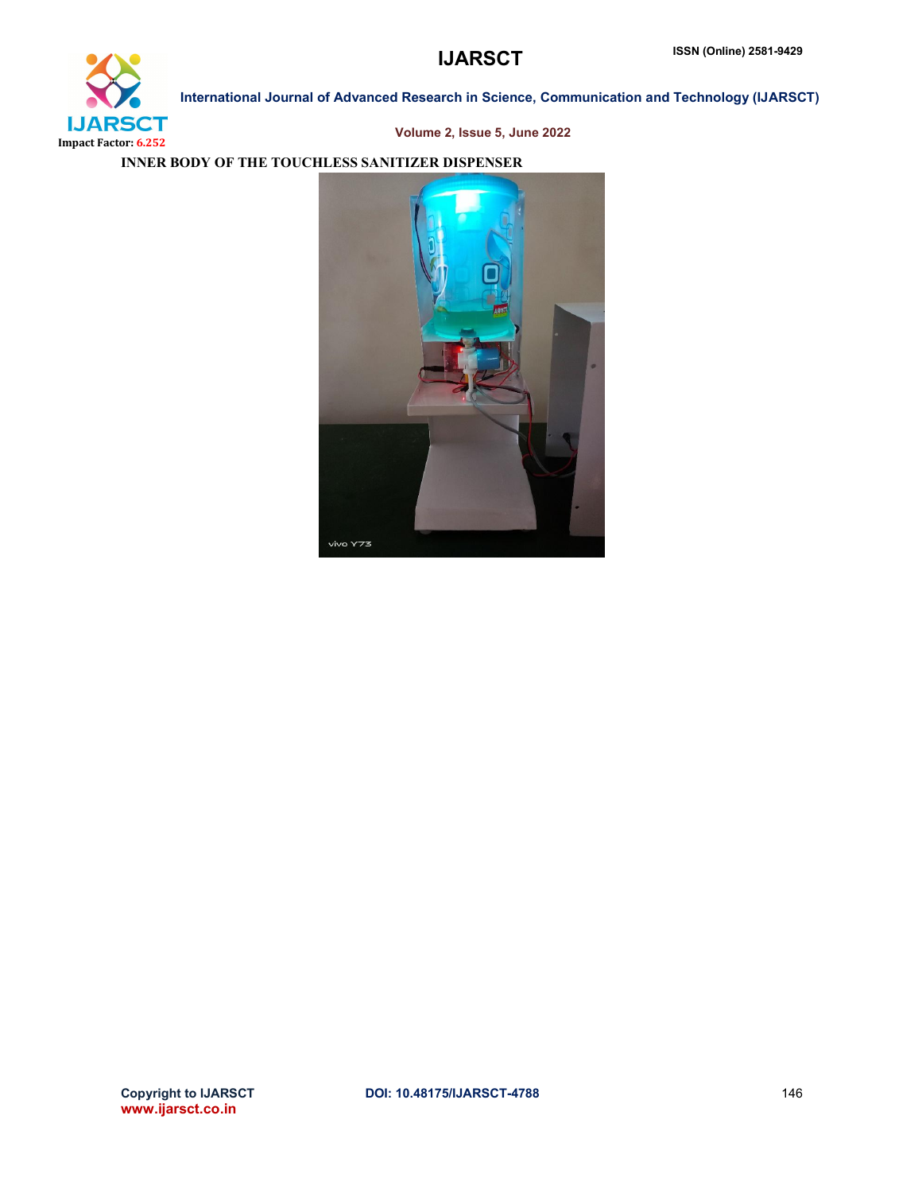INNER BODY OF THE TOUCHLESS SANITIZER DISPENSER